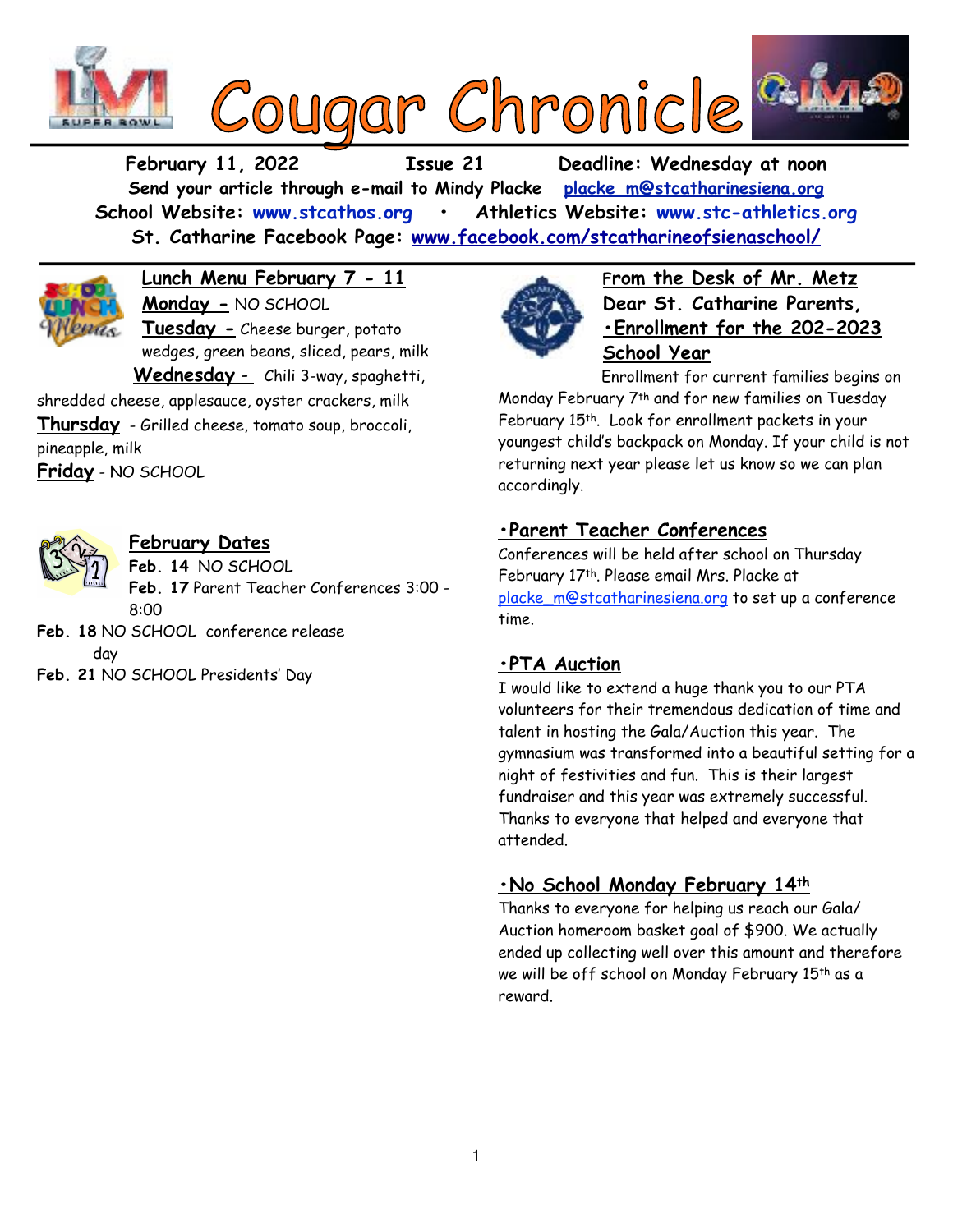# Cougar Chronicle

**February 11, 2022 Issue 21 Deadline: Wednesday at noon**

**Send your article through e-mail to Mindy Placke placke_m@stcatharinesiena.org**

**School Website: www.stcathos.org • Athletics Website: www.stc-athletics.org**

**St. Catharine Facebook Page: www.facebook.com/stcatharineofsienaschool/**

## Lunch Menu February 7 - 11

**Monday -** NO SCHOOL

**Tuesday -** Cheese burger, potato wedges, green beans, sliced, pears, milk

**Wednesday -** Chili 3-way, spaghetti, shredded cheese, applesauce, oyster crackers, milk

**Thursday** - Grilled cheese, tomato soup, broccoli, pineapple, milk

**Friday** - NO SCHOOL

## February Dates

**Feb. 14** NO SCHOOL

**Feb. 17** Parent Teacher Conferences 3:00 - 8:00

**Feb. 18** NO SCHOOL conference release day

**Feb. 21** NO SCHOOL Presidents' Day

## From the Desk of Mr. Metz

**Dear St. Catharine Parents,**

### •Enrollment for the 202-2023 School Year

Enrollment for current families begins on Monday February 7th and for new families on Tuesday February 15th. Look for enrollment packets in your youngest child's backpack on Monday. If your child is not returning next year please let us know so we can plan accordingly.

### •Parent Teacher Conferences

Conferences will be held after school on Thursday February 17th. Please email Mrs. Placke at placke_m@stcatharinesiena.org to set up a conference time.

### •PTA Auction

I would like to extend a huge thank you to our PTA volunteers for their tremendous dedication of time and talent in hosting the Gala/Auction this year. The gymnasium was transformed into a beautiful setting for a night of festivities and fun. This is their largest fundraiser and this year was extremely successful. Thanks to everyone that helped and everyone that attended.

### •No School Monday February 14th

Thanks to everyone for helping us reach our Gala/ Auction homeroom basket goal of $900. We actually ended up collecting well over this amount and therefore we will be off school on Monday February 15th as a reward.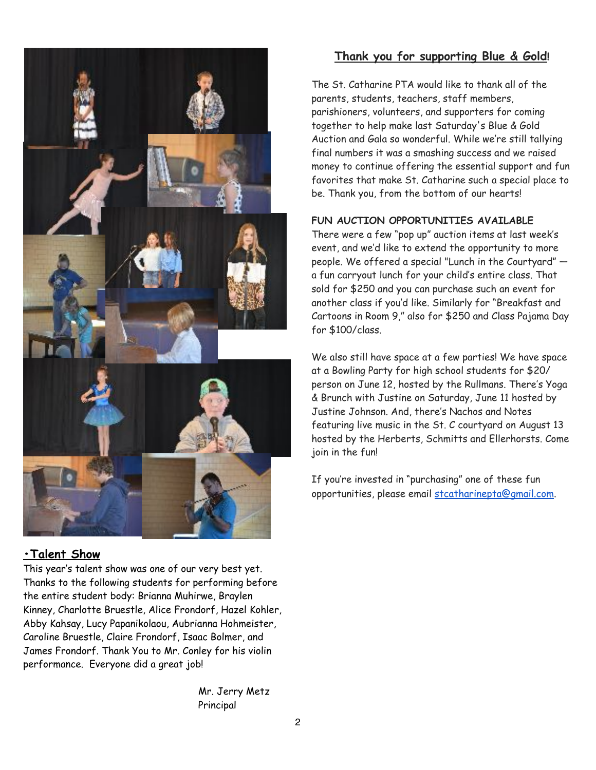## Thank you for supporting Blue & Gold!

The St. Catharine PTA would like to thank all of the parents, students, teachers, staff members, parishioners, volunteers, and supporters for coming together to help make last Saturday's Blue & Gold Auction and Gala so wonderful. While we're still tallying final numbers it was a smashing success and we raised money to continue offering the essential support and fun favorites that make St. Catharine such a special place to be. Thank you, from the bottom of our hearts!

**FUN AUCTION OPPORTUNITIES AVAILABLE**

There were a few "pop up" auction items at last week's event, and we'd like to extend the opportunity to more people. We offered a special "Lunch in the Courtyard" — a fun carryout lunch for your child's entire class. That sold for $250 and you can purchase such an event for another class if you'd like. Similarly for "Breakfast and Cartoons in Room 9," also for $250 and Class Pajama Day for $100/class.

We also still have space at a few parties! We have space at a Bowling Party for high school students for $20/ person on June 12, hosted by the Rullmans. There's Yoga & Brunch with Justine on Saturday, June 11 hosted by Justine Johnson. And, there's Nachos and Notes featuring live music in the St. C courtyard on August 13 hosted by the Herberts, Schmitts and Ellerhorsts. Come join in the fun!

If you're invested in "purchasing" one of these fun opportunities, please email stcatharinepta@gmail.com.

## •Talent Show

This year's talent show was one of our very best yet. Thanks to the following students for performing before the entire student body: Brianna Muhirwe, Braylen Kinney, Charlotte Bruestle, Alice Frondorf, Hazel Kohler, Abby Kahsay, Lucy Papanikolaou, Aubrianna Hohmeister, Caroline Bruestle, Claire Frondorf, Isaac Bolmer, and James Frondorf. Thank You to Mr. Conley for his violin performance. Everyone did a great job!

Mr. Jerry Metz
Principal